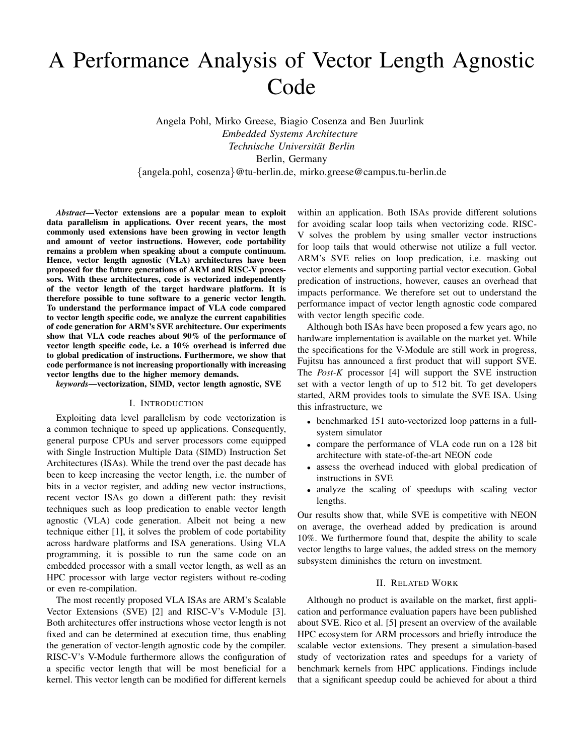# A Performance Analysis of Vector Length Agnostic Code

Angela Pohl, Mirko Greese, Biagio Cosenza and Ben Juurlink
*Embedded Systems Architecture*
*Technische Universität Berlin*
Berlin, Germany
{angela.pohl, cosenza}@tu-berlin.de, mirko.greese@campus.tu-berlin.de

***Abstract*—Vector extensions are a popular mean to exploit data parallelism in applications. Over recent years, the most commonly used extensions have been growing in vector length and amount of vector instructions. However, code portability remains a problem when speaking about a compute continuum. Hence, vector length agnostic (VLA) architectures have been proposed for the future generations of ARM and RISC-V processors. With these architectures, code is vectorized independently of the vector length of the target hardware platform. It is therefore possible to tune software to a generic vector length. To understand the performance impact of VLA code compared to vector length specific code, we analyze the current capabilities of code generation for ARM's SVE architecture. Our experiments show that VLA code reaches about 90% of the performance of vector length specific code, i.e. a 10% overhead is inferred due to global predication of instructions. Furthermore, we show that code performance is not increasing proportionally with increasing vector lengths due to the higher memory demands.**

***keywords*—vectorization, SIMD, vector length agnostic, SVE**

## I. Introduction

Exploiting data level parallelism by code vectorization is a common technique to speed up applications. Consequently, general purpose CPUs and server processors come equipped with Single Instruction Multiple Data (SIMD) Instruction Set Architectures (ISAs). While the trend over the past decade has been to keep increasing the vector length, i.e. the number of bits in a vector register, and adding new vector instructions, recent vector ISAs go down a different path: they revisit techniques such as loop predication to enable vector length agnostic (VLA) code generation. Albeit not being a new technique either [1], it solves the problem of code portability across hardware platforms and ISA generations. Using VLA programming, it is possible to run the same code on an embedded processor with a small vector length, as well as an HPC processor with large vector registers without re-coding or even re-compilation.

The most recently proposed VLA ISAs are ARM's Scalable Vector Extensions (SVE) [2] and RISC-V's V-Module [3]. Both architectures offer instructions whose vector length is not fixed and can be determined at execution time, thus enabling the generation of vector-length agnostic code by the compiler. RISC-V's V-Module furthermore allows the configuration of a specific vector length that will be most beneficial for a kernel. This vector length can be modified for different kernels within an application. Both ISAs provide different solutions for avoiding scalar loop tails when vectorizing code. RISC-V solves the problem by using smaller vector instructions for loop tails that would otherwise not utilize a full vector. ARM's SVE relies on loop predication, i.e. masking out vector elements and supporting partial vector execution. Gobal predication of instructions, however, causes an overhead that impacts performance. We therefore set out to understand the performance impact of vector length agnostic code compared with vector length specific code.

Although both ISAs have been proposed a few years ago, no hardware implementation is available on the market yet. While the specifications for the V-Module are still work in progress, Fujitsu has announced a first product that will support SVE. The *Post-K* processor [4] will support the SVE instruction set with a vector length of up to 512 bit. To get developers started, ARM provides tools to simulate the SVE ISA. Using this infrastructure, we

- benchmarked 151 auto-vectorized loop patterns in a full-system simulator
- compare the performance of VLA code run on a 128 bit architecture with state-of-the-art NEON code
- assess the overhead induced with global predication of instructions in SVE
- analyze the scaling of speedups with scaling vector lengths.

Our results show that, while SVE is competitive with NEON on average, the overhead added by predication is around 10%. We furthermore found that, despite the ability to scale vector lengths to large values, the added stress on the memory subsystem diminishes the return on investment.

## II. Related Work

Although no product is available on the market, first application and performance evaluation papers have been published about SVE. Rico et al. [5] present an overview of the available HPC ecosystem for ARM processors and briefly introduce the scalable vector extensions. They present a simulation-based study of vectorization rates and speedups for a variety of benchmark kernels from HPC applications. Findings include that a significant speedup could be achieved for about a third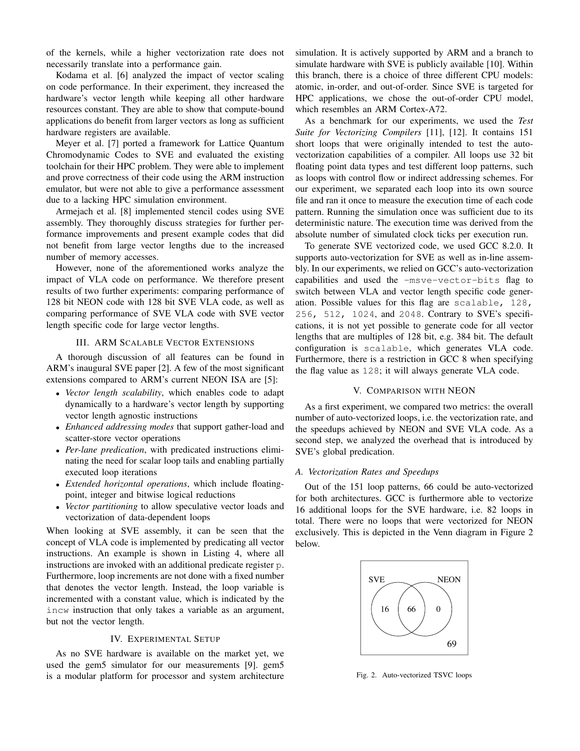of the kernels, while a higher vectorization rate does not necessarily translate into a performance gain.

Kodama et al. [6] analyzed the impact of vector scaling on code performance. In their experiment, they increased the hardware's vector length while keeping all other hardware resources constant. They are able to show that compute-bound applications do benefit from larger vectors as long as sufficient hardware registers are available.

Meyer et al. [7] ported a framework for Lattice Quantum Chromodynamic Codes to SVE and evaluated the existing toolchain for their HPC problem. They were able to implement and prove correctness of their code using the ARM instruction emulator, but were not able to give a performance assessment due to a lacking HPC simulation environment.

Armejach et al. [8] implemented stencil codes using SVE assembly. They thoroughly discuss strategies for further performance improvements and present example codes that did not benefit from large vector lengths due to the increased number of memory accesses.

However, none of the aforementioned works analyze the impact of VLA code on performance. We therefore present results of two further experiments: comparing performance of 128 bit NEON code with 128 bit SVE VLA code, as well as comparing performance of SVE VLA code with SVE vector length specific code for large vector lengths.

## III. ARM Scalable Vector Extensions

A thorough discussion of all features can be found in ARM's inaugural SVE paper [2]. A few of the most significant extensions compared to ARM's current NEON ISA are [5]:

- *Vector length scalability*, which enables code to adapt dynamically to a hardware's vector length by supporting vector length agnostic instructions
- *Enhanced addressing modes* that support gather-load and scatter-store vector operations
- *Per-lane predication*, with predicated instructions eliminating the need for scalar loop tails and enabling partially executed loop iterations
- *Extended horizontal operations*, which include floating-point, integer and bitwise logical reductions
- *Vector partitioning* to allow speculative vector loads and vectorization of data-dependent loops

When looking at SVE assembly, it can be seen that the concept of VLA code is implemented by predicating all vector instructions. An example is shown in Listing 4, where all instructions are invoked with an additional predicate register `p`. Furthermore, loop increments are not done with a fixed number that denotes the vector length. Instead, the loop variable is incremented with a constant value, which is indicated by the `incw` instruction that only takes a variable as an argument, but not the vector length.

## IV. Experimental Setup

As no SVE hardware is available on the market yet, we used the gem5 simulator for our measurements [9]. gem5 is a modular platform for processor and system architecture simulation. It is actively supported by ARM and a branch to simulate hardware with SVE is publicly available [10]. Within this branch, there is a choice of three different CPU models: atomic, in-order, and out-of-order. Since SVE is targeted for HPC applications, we chose the out-of-order CPU model, which resembles an ARM Cortex-A72.

As a benchmark for our experiments, we used the *Test Suite for Vectorizing Compilers* [11], [12]. It contains 151 short loops that were originally intended to test the auto-vectorization capabilities of a compiler. All loops use 32 bit floating point data types and test different loop patterns, such as loops with control flow or indirect addressing schemes. For our experiment, we separated each loop into its own source file and ran it once to measure the execution time of each code pattern. Running the simulation once was sufficient due to its deterministic nature. The execution time was derived from the absolute number of simulated clock ticks per execution run.

To generate SVE vectorized code, we used GCC 8.2.0. It supports auto-vectorization for SVE as well as in-line assembly. In our experiments, we relied on GCC's auto-vectorization capabilities and used the `-msve-vector-bits` flag to switch between VLA and vector length specific code generation. Possible values for this flag are `scalable`, `128`, `256`, `512`, `1024`, and `2048`. Contrary to SVE's specifications, it is not yet possible to generate code for all vector lengths that are multiples of 128 bit, e.g. 384 bit. The default configuration is `scalable`, which generates VLA code. Furthermore, there is a restriction in GCC 8 when specifying the flag value as `128`; it will always generate VLA code.

## V. Comparison with NEON

As a first experiment, we compared two metrics: the overall number of auto-vectorized loops, i.e. the vectorization rate, and the speedups achieved by NEON and SVE VLA code. As a second step, we analyzed the overhead that is introduced by SVE's global predication.

### A. Vectorization Rates and Speedups

Out of the 151 loop patterns, 66 could be auto-vectorized for both architectures. GCC is furthermore able to vectorize 16 additional loops for the SVE hardware, i.e. 82 loops in total. There were no loops that were vectorized for NEON exclusively. This is depicted in the Venn diagram in Figure 2 below.

| | SVE only | SVE ∩ NEON | NEON only | Neither |
|---|---|---|---|---|
| Loops | 16 | 66 | 0 | 69 |

Fig. 2. Auto-vectorized TSVC loops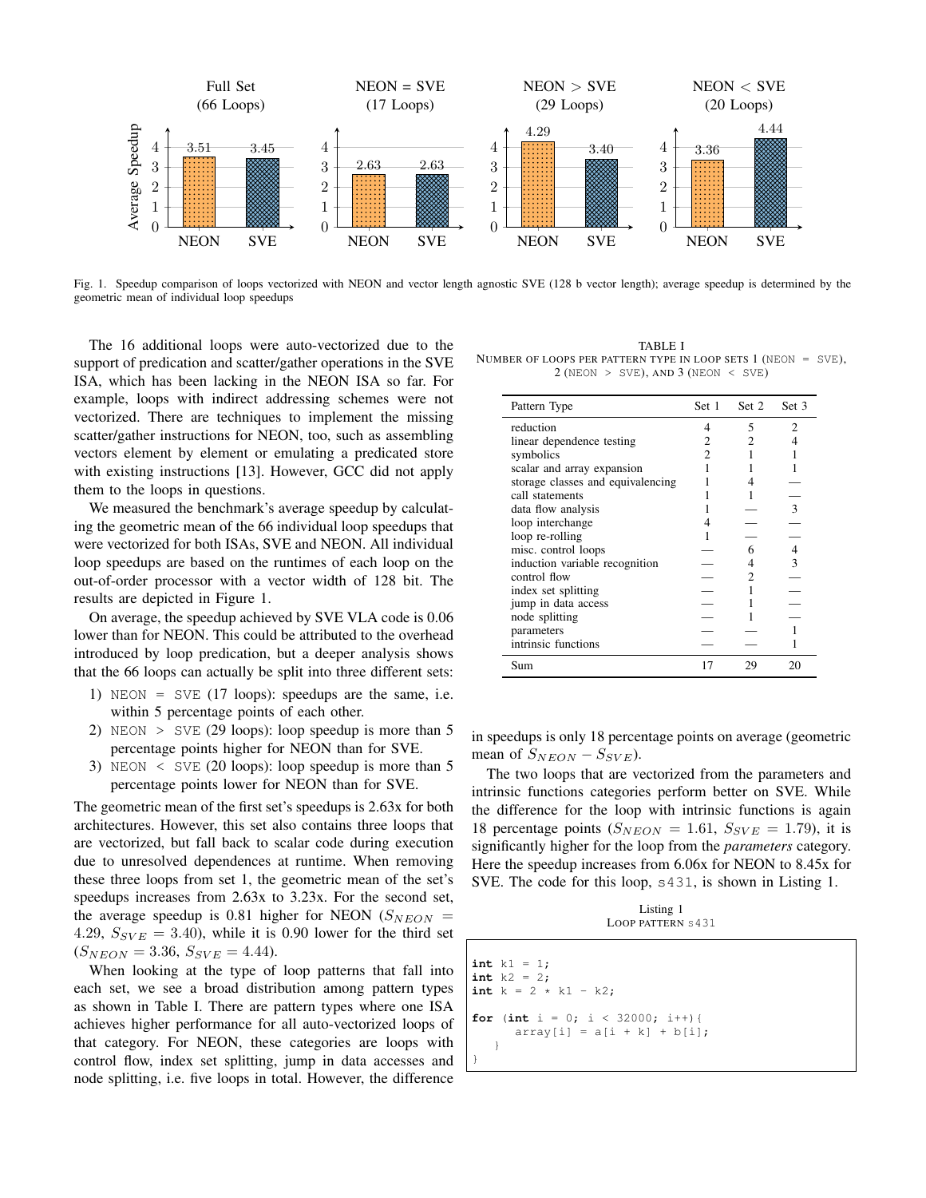Fig. 1. Speedup comparison of loops vectorized with NEON and vector length agnostic SVE (128 b vector length); average speedup is determined by the geometric mean of individual loop speedups

The 16 additional loops were auto-vectorized due to the support of predication and scatter/gather operations in the SVE ISA, which has been lacking in the NEON ISA so far. For example, loops with indirect addressing schemes were not vectorized. There are techniques to implement the missing scatter/gather instructions for NEON, too, such as assembling vectors element by element or emulating a predicated store with existing instructions [13]. However, GCC did not apply them to the loops in questions.

We measured the benchmark's average speedup by calculating the geometric mean of the 66 individual loop speedups that were vectorized for both ISAs, SVE and NEON. All individual loop speedups are based on the runtimes of each loop on the out-of-order processor with a vector width of 128 bit. The results are depicted in Figure 1.

On average, the speedup achieved by SVE VLA code is 0.06 lower than for NEON. This could be attributed to the overhead introduced by loop predication, but a deeper analysis shows that the 66 loops can actually be split into three different sets:

1) `NEON = SVE` (17 loops): speedups are the same, i.e. within 5 percentage points of each other.
2) `NEON > SVE` (29 loops): loop speedup is more than 5 percentage points higher for NEON than for SVE.
3) `NEON < SVE` (20 loops): loop speedup is more than 5 percentage points lower for NEON than for SVE.

The geometric mean of the first set's speedups is 2.63x for both architectures. However, this set also contains three loops that are vectorized, but fall back to scalar code during execution due to unresolved dependences at runtime. When removing these three loops from set 1, the geometric mean of the set's speedups increases from 2.63x to 3.23x. For the second set, the average speedup is 0.81 higher for NEON ($S_{NEON}$ = 4.29, $S_{SVE}$ = 3.40), while it is 0.90 lower for the third set ($S_{NEON}$ = 3.36, $S_{SVE}$ = 4.44).

When looking at the type of loop patterns that fall into each set, we see a broad distribution among pattern types as shown in Table I. There are pattern types where one ISA achieves higher performance for all auto-vectorized loops of that category. For NEON, these categories are loops with control flow, index set splitting, jump in data accesses and node splitting, i.e. five loops in total. However, the difference in speedups is only 18 percentage points on average (geometric mean of $S_{NEON} - S_{SVE}$).

TABLE I
NUMBER OF LOOPS PER PATTERN TYPE IN LOOP SETS 1 (`NEON = SVE`), 2 (`NEON > SVE`), AND 3 (`NEON < SVE`)

| Pattern Type | Set 1 | Set 2 | Set 3 |
|---|---|---|---|
| reduction | 4 | 5 | 2 |
| linear dependence testing | 2 | 2 | 4 |
| symbolics | 2 | 1 | 1 |
| scalar and array expansion | 1 | 1 | 1 |
| storage classes and equivalencing | 1 | 4 | — |
| call statements | 1 | 1 | — |
| data flow analysis | 1 | — | 3 |
| loop interchange | 4 | — | — |
| loop re-rolling | 1 | — | — |
| misc. control loops | — | 6 | 4 |
| induction variable recognition | — | 4 | 3 |
| control flow | — | 2 | — |
| index set splitting | — | 1 | — |
| jump in data access | — | 1 | — |
| node splitting | — | 1 | — |
| parameters | — | — | 1 |
| intrinsic functions | — | — | 1 |
| Sum | 17 | 29 | 20 |

The two loops that are vectorized from the parameters and intrinsic functions categories perform better on SVE. While the difference for the loop with intrinsic functions is again 18 percentage points ($S_{NEON}$ = 1.61, $S_{SVE}$ = 1.79), it is significantly higher for the loop from the *parameters* category. Here the speedup increases from 6.06x for NEON to 8.45x for SVE. The code for this loop, `s431`, is shown in Listing 1.

Listing 1
LOOP PATTERN `s431`

```
int k1 = 1;
int k2 = 2;
int k = 2 * k1 - k2;

for (int i = 0; i < 32000; i++){
      array[i] = a[i + k] + b[i];
   }
}
```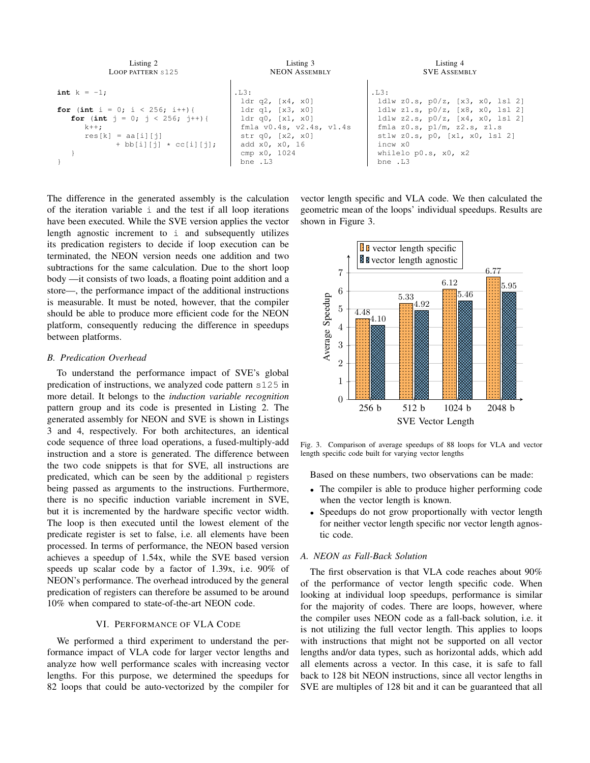Listing 2
LOOP PATTERN s125

```
int k = -1;

for (int i = 0; i < 256; i++){
   for (int j = 0; j < 256; j++){
      k++;
      res[k] = aa[i][j]
            + bb[i][j] * cc[i][j];
   }
}
```

Listing 3
NEON ASSEMBLY

```
.L3:
 ldr q2, [x4, x0]
 ldr q1, [x3, x0]
 ldr q0, [x1, x0]
 fmla v0.4s, v2.4s, v1.4s
 str q0, [x2, x0]
 add x0, x0, 16
 cmp x0, 1024
 bne .L3
```

Listing 4
SVE ASSEMBLY

```
.L3:
 ldlw z0.s, p0/z, [x3, x0, lsl 2]
 ldlw z1.s, p0/z, [x8, x0, lsl 2]
 ldlw z2.s, p0/z, [x4, x0, lsl 2]
 fmla z0.s, p1/m, z2.s, z1.s
 stlw z0.s, p0, [x1, x0, lsl 2]
 incw x0
 whilelo p0.s, x0, x2
 bne .L3
```

The difference in the generated assembly is the calculation of the iteration variable i and the test if all loop iterations have been executed. While the SVE version applies the vector length agnostic increment to i and subsequently utilizes its predication registers to decide if loop execution can be terminated, the NEON version needs one addition and two subtractions for the same calculation. Due to the short loop body —it consists of two loads, a floating point addition and a store—, the performance impact of the additional instructions is measurable. It must be noted, however, that the compiler should be able to produce more efficient code for the NEON platform, consequently reducing the difference in speedups between platforms.

### B. Predication Overhead

To understand the performance impact of SVE's global predication of instructions, we analyzed code pattern s125 in more detail. It belongs to the *induction variable recognition* pattern group and its code is presented in Listing 2. The generated assembly for NEON and SVE is shown in Listings 3 and 4, respectively. For both architectures, an identical code sequence of three load operations, a fused-multiply-add instruction and a store is generated. The difference between the two code snippets is that for SVE, all instructions are predicated, which can be seen by the additional p registers being passed as arguments to the instructions. Furthermore, there is no specific induction variable increment in SVE, but it is incremented by the hardware specific vector width. The loop is then executed until the lowest element of the predicate register is set to false, i.e. all elements have been processed. In terms of performance, the NEON based version achieves a speedup of 1.54x, while the SVE based version speeds up scalar code by a factor of 1.39x, i.e. 90% of NEON's performance. The overhead introduced by the general predication of registers can therefore be assumed to be around 10% when compared to state-of-the-art NEON code.

## VI. PERFORMANCE OF VLA CODE

We performed a third experiment to understand the performance impact of VLA code for larger vector lengths and analyze how well performance scales with increasing vector lengths. For this purpose, we determined the speedups for 82 loops that could be auto-vectorized by the compiler for vector length specific and VLA code. We then calculated the geometric mean of the loops' individual speedups. Results are shown in Figure 3.

| SVE Vector Length | vector length specific | vector length agnostic |
|---|---|---|
| 256 b | 4.48 | 4.10 |
| 512 b | 5.33 | 4.92 |
| 1024 b | 6.12 | 5.46 |
| 2048 b | 6.77 | 5.95 |

Fig. 3. Comparison of average speedups of 88 loops for VLA and vector length specific code built for varying vector lengths

Based on these numbers, two observations can be made:

- The compiler is able to produce higher performing code when the vector length is known.
- Speedups do not grow proportionally with vector length for neither vector length specific nor vector length agnostic code.

### A. NEON as Fall-Back Solution

The first observation is that VLA code reaches about 90% of the performance of vector length specific code. When looking at individual loop speedups, performance is similar for the majority of codes. There are loops, however, where the compiler uses NEON code as a fall-back solution, i.e. it is not utilizing the full vector length. This applies to loops with instructions that might not be supported on all vector lengths and/or data types, such as horizontal adds, which add all elements across a vector. In this case, it is safe to fall back to 128 bit NEON instructions, since all vector lengths in SVE are multiples of 128 bit and it can be guaranteed that all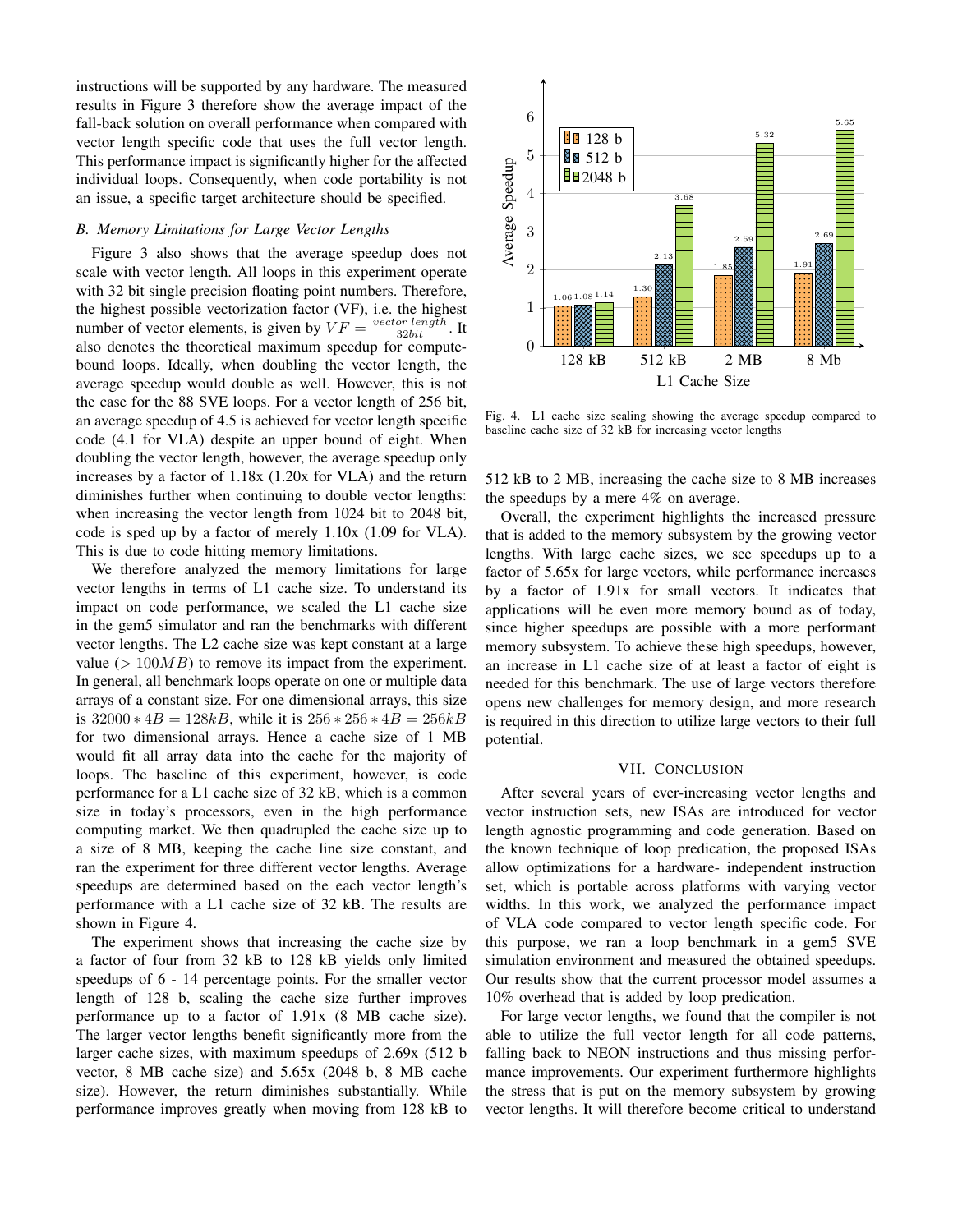instructions will be supported by any hardware. The measured results in Figure 3 therefore show the average impact of the fall-back solution on overall performance when compared with vector length specific code that uses the full vector length. This performance impact is significantly higher for the affected individual loops. Consequently, when code portability is not an issue, a specific target architecture should be specified.

### *B. Memory Limitations for Large Vector Lengths*

Figure 3 also shows that the average speedup does not scale with vector length. All loops in this experiment operate with 32 bit single precision floating point numbers. Therefore, the highest possible vectorization factor (VF), i.e. the highest number of vector elements, is given by $VF = \frac{vector\ length}{32bit}$. It also denotes the theoretical maximum speedup for compute-bound loops. Ideally, when doubling the vector length, the average speedup would double as well. However, this is not the case for the 88 SVE loops. For a vector length of 256 bit, an average speedup of 4.5 is achieved for vector length specific code (4.1 for VLA) despite an upper bound of eight. When doubling the vector length, however, the average speedup only increases by a factor of 1.18x (1.20x for VLA) and the return diminishes further when continuing to double vector lengths: when increasing the vector length from 1024 bit to 2048 bit, code is sped up by a factor of merely 1.10x (1.09 for VLA). This is due to code hitting memory limitations.

We therefore analyzed the memory limitations for large vector lengths in terms of L1 cache size. To understand its impact on code performance, we scaled the L1 cache size in the gem5 simulator and ran the benchmarks with different vector lengths. The L2 cache size was kept constant at a large value ($> 100MB$) to remove its impact from the experiment. In general, all benchmark loops operate on one or multiple data arrays of a constant size. For one dimensional arrays, this size is $32000 * 4B = 128kB$, while it is $256 * 256 * 4B = 256kB$ for two dimensional arrays. Hence a cache size of 1 MB would fit all array data into the cache for the majority of loops. The baseline of this experiment, however, is code performance for a L1 cache size of 32 kB, which is a common size in today's processors, even in the high performance computing market. We then quadrupled the cache size up to a size of 8 MB, keeping the cache line size constant, and ran the experiment for three different vector lengths. Average speedups are determined based on the each vector length's performance with a L1 cache size of 32 kB. The results are shown in Figure 4.

The experiment shows that increasing the cache size by a factor of four from 32 kB to 128 kB yields only limited speedups of 6 - 14 percentage points. For the smaller vector length of 128 b, scaling the cache size further improves performance up to a factor of 1.91x (8 MB cache size). The larger vector lengths benefit significantly more from the larger cache sizes, with maximum speedups of 2.69x (512 b vector, 8 MB cache size) and 5.65x (2048 b, 8 MB cache size). However, the return diminishes substantially. While performance improves greatly when moving from 128 kB to 512 kB to 2 MB, increasing the cache size to 8 MB increases the speedups by a mere 4% on average.

| L1 Cache Size | 128 b | 512 b | 2048 b |
|---|---|---|---|
| 128 kB | 1.06 | 1.08 | 1.14 |
| 512 kB | 1.30 | 2.13 | 3.68 |
| 2 MB | 1.85 | 2.59 | 5.32 |
| 8 Mb | 1.91 | 2.69 | 5.65 |

Fig. 4. L1 cache size scaling showing the average speedup compared to baseline cache size of 32 kB for increasing vector lengths

Overall, the experiment highlights the increased pressure that is added to the memory subsystem by the growing vector lengths. With large cache sizes, we see speedups up to a factor of 5.65x for large vectors, while performance increases by a factor of 1.91x for small vectors. It indicates that applications will be even more memory bound as of today, since higher speedups are possible with a more performant memory subsystem. To achieve these high speedups, however, an increase in L1 cache size of at least a factor of eight is needed for this benchmark. The use of large vectors therefore opens new challenges for memory design, and more research is required in this direction to utilize large vectors to their full potential.

## VII. Conclusion

After several years of ever-increasing vector lengths and vector instruction sets, new ISAs are introduced for vector length agnostic programming and code generation. Based on the known technique of loop predication, the proposed ISAs allow optimizations for a hardware- independent instruction set, which is portable across platforms with varying vector widths. In this work, we analyzed the performance impact of VLA code compared to vector length specific code. For this purpose, we ran a loop benchmark in a gem5 SVE simulation environment and measured the obtained speedups. Our results show that the current processor model assumes a 10% overhead that is added by loop predication.

For large vector lengths, we found that the compiler is not able to utilize the full vector length for all code patterns, falling back to NEON instructions and thus missing performance improvements. Our experiment furthermore highlights the stress that is put on the memory subsystem by growing vector lengths. It will therefore become critical to understand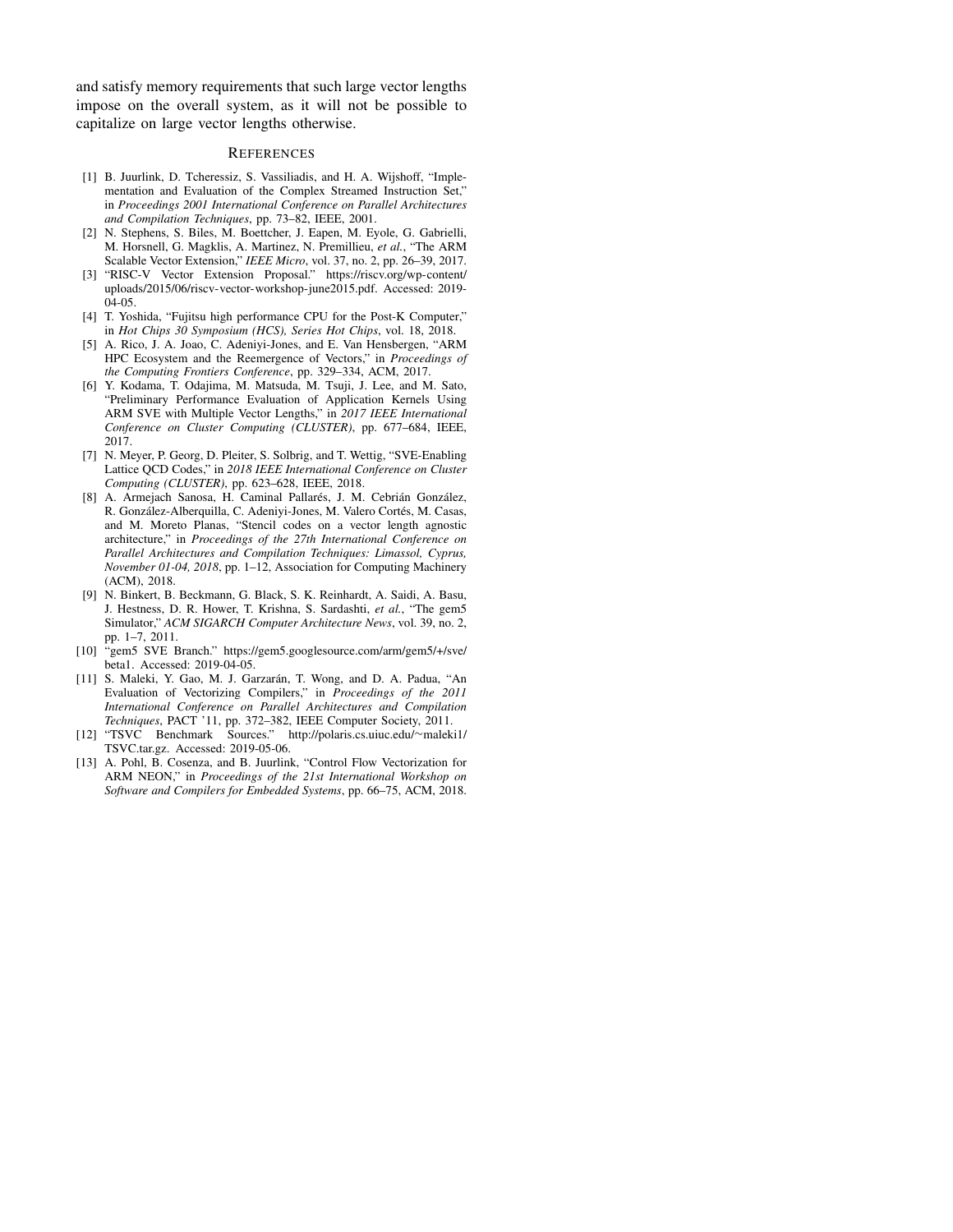and satisfy memory requirements that such large vector lengths impose on the overall system, as it will not be possible to capitalize on large vector lengths otherwise.

## References

[1] B. Juurlink, D. Tcheressiz, S. Vassiliadis, and H. A. Wijshoff, "Implementation and Evaluation of the Complex Streamed Instruction Set," in *Proceedings 2001 International Conference on Parallel Architectures and Compilation Techniques*, pp. 73–82, IEEE, 2001.

[2] N. Stephens, S. Biles, M. Boettcher, J. Eapen, M. Eyole, G. Gabrielli, M. Horsnell, G. Magklis, A. Martinez, N. Premillieu, *et al.*, "The ARM Scalable Vector Extension," *IEEE Micro*, vol. 37, no. 2, pp. 26–39, 2017.

[3] "RISC-V Vector Extension Proposal." https://riscv.org/wp-content/uploads/2015/06/riscv-vector-workshop-june2015.pdf. Accessed: 2019-04-05.

[4] T. Yoshida, "Fujitsu high performance CPU for the Post-K Computer," in *Hot Chips 30 Symposium (HCS), Series Hot Chips*, vol. 18, 2018.

[5] A. Rico, J. A. Joao, C. Adeniyi-Jones, and E. Van Hensbergen, "ARM HPC Ecosystem and the Reemergence of Vectors," in *Proceedings of the Computing Frontiers Conference*, pp. 329–334, ACM, 2017.

[6] Y. Kodama, T. Odajima, M. Matsuda, M. Tsuji, J. Lee, and M. Sato, "Preliminary Performance Evaluation of Application Kernels Using ARM SVE with Multiple Vector Lengths," in *2017 IEEE International Conference on Cluster Computing (CLUSTER)*, pp. 677–684, IEEE, 2017.

[7] N. Meyer, P. Georg, D. Pleiter, S. Solbrig, and T. Wettig, "SVE-Enabling Lattice QCD Codes," in *2018 IEEE International Conference on Cluster Computing (CLUSTER)*, pp. 623–628, IEEE, 2018.

[8] A. Armejach Sanosa, H. Caminal Pallarés, J. M. Cebrián González, R. González-Alberquilla, C. Adeniyi-Jones, M. Valero Cortés, M. Casas, and M. Moreto Planas, "Stencil codes on a vector length agnostic architecture," in *Proceedings of the 27th International Conference on Parallel Architectures and Compilation Techniques: Limassol, Cyprus, November 01-04, 2018*, pp. 1–12, Association for Computing Machinery (ACM), 2018.

[9] N. Binkert, B. Beckmann, G. Black, S. K. Reinhardt, A. Saidi, A. Basu, J. Hestness, D. R. Hower, T. Krishna, S. Sardashti, *et al.*, "The gem5 Simulator," *ACM SIGARCH Computer Architecture News*, vol. 39, no. 2, pp. 1–7, 2011.

[10] "gem5 SVE Branch." https://gem5.googlesource.com/arm/gem5/+/sve/beta1. Accessed: 2019-04-05.

[11] S. Maleki, Y. Gao, M. J. Garzarán, T. Wong, and D. A. Padua, "An Evaluation of Vectorizing Compilers," in *Proceedings of the 2011 International Conference on Parallel Architectures and Compilation Techniques*, PACT '11, pp. 372–382, IEEE Computer Society, 2011.

[12] "TSVC Benchmark Sources." http://polaris.cs.uiuc.edu/~maleki1/TSVC.tar.gz. Accessed: 2019-05-06.

[13] A. Pohl, B. Cosenza, and B. Juurlink, "Control Flow Vectorization for ARM NEON," in *Proceedings of the 21st International Workshop on Software and Compilers for Embedded Systems*, pp. 66–75, ACM, 2018.